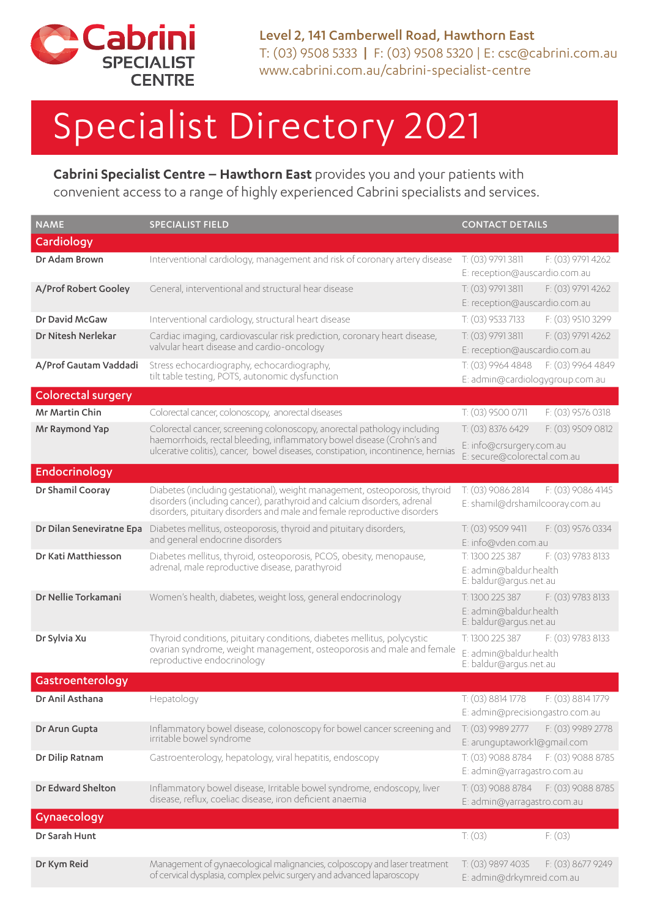Cabrini SPECIALIST CENTRE

**Level 2, 141 Camberwell Road, Hawthorn East**
T: (03) 9508 5333 | F: (03) 9508 5320 | E: csc@cabrini.com.au
www.cabrini.com.au/cabrini-specialist-centre

# Specialist Directory 2021

**Cabrini Specialist Centre – Hawthorn East** provides you and your patients with convenient access to a range of highly experienced Cabrini specialists and services.

| NAME | SPECIALIST FIELD | CONTACT DETAILS | |
|---|---|---|---|
| **Cardiology** | | | |
| **Dr Adam Brown** | Interventional cardiology, management and risk of coronary artery disease | T: (03) 9791 3811<br>E: reception@auscardio.com.au | F: (03) 9791 4262 |
| **A/Prof Robert Gooley** | General, interventional and structural hear disease | T: (03) 9791 3811<br>E: reception@auscardio.com.au | F: (03) 9791 4262 |
| **Dr David McGaw** | Interventional cardiology, structural heart disease | T: (03) 9533 7133 | F: (03) 9510 3299 |
| **Dr Nitesh Nerlekar** | Cardiac imaging, cardiovascular risk prediction, coronary heart disease, valvular heart disease and cardio-oncology | T: (03) 9791 3811<br>E: reception@auscardio.com.au | F: (03) 9791 4262 |
| **A/Prof Gautam Vaddadi** | Stress echocardiography, echocardiography, tilt table testing, POTS, autonomic dysfunction | T: (03) 9964 4848<br>E: admin@cardiologygroup.com.au | F: (03) 9964 4849 |
| **Colorectal surgery** | | | |
| **Mr Martin Chin** | Colorectal cancer, colonoscopy, anorectal diseases | T: (03) 9500 0711 | F: (03) 9576 0318 |
| **Mr Raymond Yap** | Colorectal cancer, screening colonoscopy, anorectal pathology including haemorrhoids, rectal bleeding, inflammatory bowel disease (Crohn's and ulcerative colitis), cancer, bowel diseases, constipation, incontinence, hernias | T: (03) 8376 6429<br>E: info@crsurgery.com.au<br>E: secure@colorectal.com.au | F: (03) 9509 0812 |
| **Endocrinology** | | | |
| **Dr Shamil Cooray** | Diabetes (including gestational), weight management, osteoporosis, thyroid disorders (including cancer), parathyroid and calcium disorders, adrenal disorders, pituitary disorders and male and female reproductive disorders | T: (03) 9086 2814<br>E: shamil@drshamilcooray.com.au | F: (03) 9086 4145 |
| **Dr Dilan Seneviratne Epa** | Diabetes mellitus, osteoporosis, thyroid and pituitary disorders, and general endocrine disorders | T: (03) 9509 9411<br>E: info@vden.com.au | F: (03) 9576 0334 |
| **Dr Kati Matthiesson** | Diabetes mellitus, thyroid, osteoporosis, PCOS, obesity, menopause, adrenal, male reproductive disease, parathyroid | T: 1300 225 387<br>E: admin@baldur.health<br>E: baldur@argus.net.au | F: (03) 9783 8133 |
| **Dr Nellie Torkamani** | Women's health, diabetes, weight loss, general endocrinology | T: 1300 225 387<br>E: admin@baldur.health<br>E: baldur@argus.net.au | F: (03) 9783 8133 |
| **Dr Sylvia Xu** | Thyroid conditions, pituitary conditions, diabetes mellitus, polycystic ovarian syndrome, weight management, osteoporosis and male and female reproductive endocrinology | T: 1300 225 387<br>E: admin@baldur.health<br>E: baldur@argus.net.au | F: (03) 9783 8133 |
| **Gastroenterology** | | | |
| **Dr Anil Asthana** | Hepatology | T: (03) 8814 1778<br>E: admin@precisiongastro.com.au | F: (03) 8814 1779 |
| **Dr Arun Gupta** | Inflammatory bowel disease, colonoscopy for bowel cancer screening and irritable bowel syndrome | T: (03) 9989 2777<br>E: arunguptawork1@gmail.com | F: (03) 9989 2778 |
| **Dr Dilip Ratnam** | Gastroenterology, hepatology, viral hepatitis, endoscopy | T: (03) 9088 8784<br>E: admin@yarragastro.com.au | F: (03) 9088 8785 |
| **Dr Edward Shelton** | Inflammatory bowel disease, Irritable bowel syndrome, endoscopy, liver disease, reflux, coeliac disease, iron deficient anaemia | T: (03) 9088 8784<br>E: admin@yarragastro.com.au | F: (03) 9088 8785 |
| **Gynaecology** | | | |
| **Dr Sarah Hunt** | | T: (03) | F: (03) |
| **Dr Kym Reid** | Management of gynaecological malignancies, colposcopy and laser treatment of cervical dysplasia, complex pelvic surgery and advanced laparoscopy | T: (03) 9897 4035<br>E: admin@drkymreid.com.au | F: (03) 8677 9249 |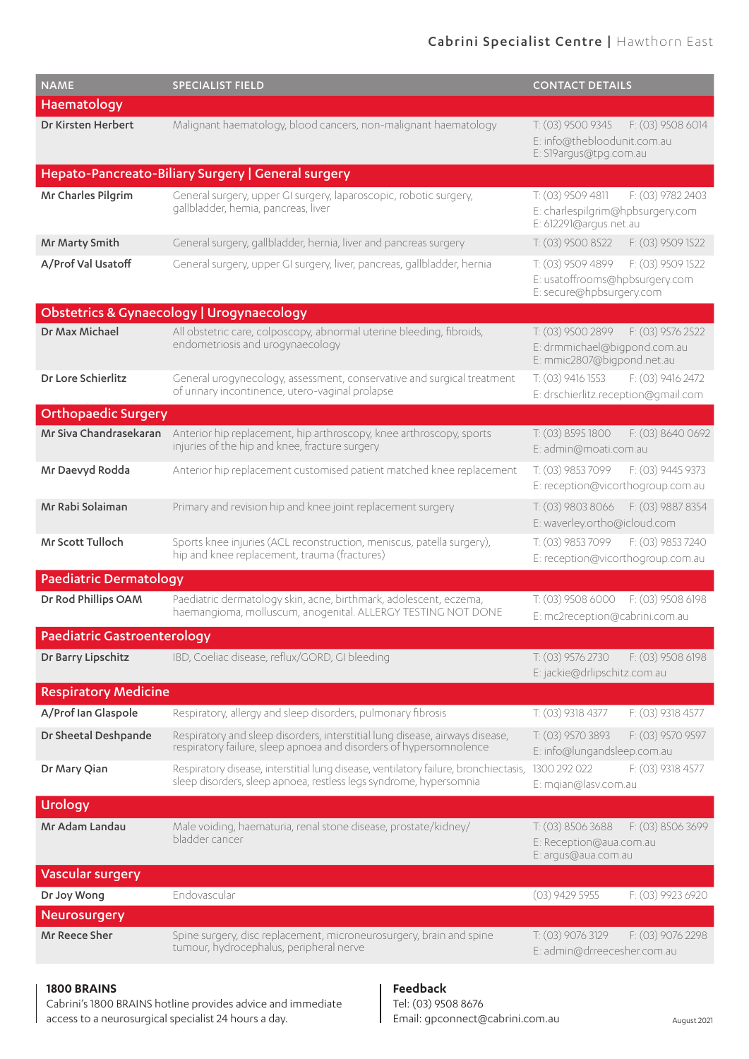| NAME | SPECIALIST FIELD | CONTACT DETAILS | |
|---|---|---|---|
| **Haematology** | | | |
| **Dr Kirsten Herbert** | Malignant haematology, blood cancers, non-malignant haematology | T: (03) 9500 9345<br>E: info@thebloodunit.com.au<br>E: S19argus@tpg.com.au | F: (03) 9508 6014 |
| **Hepato-Pancreato-Biliary Surgery \| General surgery** | | | |
| **Mr Charles Pilgrim** | General surgery, upper GI surgery, laparoscopic, robotic surgery, gallbladder, hernia, pancreas, liver | T: (03) 9509 4811<br>E: charlespilgrim@hpbsurgery.com<br>E: 612291@argus.net.au | F: (03) 9782 2403 |
| **Mr Marty Smith** | General surgery, gallbladder, hernia, liver and pancreas surgery | T: (03) 9500 8522 | F: (03) 9509 1522 |
| **A/Prof Val Usatoff** | General surgery, upper GI surgery, liver, pancreas, gallbladder, hernia | T: (03) 9509 4899<br>E: usatoffrooms@hpbsurgery.com<br>E: secure@hpbsurgery.com | F: (03) 9509 1522 |
| **Obstetrics & Gynaecology \| Urogynaecology** | | | |
| **Dr Max Michael** | All obstetric care, colposcopy, abnormal uterine bleeding, fibroids, endometriosis and urogynaecology | T: (03) 9500 2899<br>E: drmmichael@bigpond.com.au<br>E: mmic2807@bigpond.net.au | F: (03) 9576 2522 |
| **Dr Lore Schierlitz** | General urogynecology, assessment, conservative and surgical treatment of urinary incontinence, utero-vaginal prolapse | T: (03) 9416 1553<br>E: drschierlitz.reception@gmail.com | F: (03) 9416 2472 |
| **Orthopaedic Surgery** | | | |
| **Mr Siva Chandrasekaran** | Anterior hip replacement, hip arthroscopy, knee arthroscopy, sports injuries of the hip and knee, fracture surgery | T: (03) 8595 1800<br>E: admin@moati.com.au | F: (03) 8640 0692 |
| **Mr Daevyd Rodda** | Anterior hip replacement customised patient matched knee replacement | T: (03) 9853 7099<br>E: reception@vicorthogroup.com.au | F: (03) 9445 9373 |
| **Mr Rabi Solaiman** | Primary and revision hip and knee joint replacement surgery | T: (03) 9803 8066<br>E: waverley.ortho@icloud.com | F: (03) 9887 8354 |
| **Mr Scott Tulloch** | Sports knee injuries (ACL reconstruction, meniscus, patella surgery), hip and knee replacement, trauma (fractures) | T: (03) 9853 7099<br>E: reception@vicorthogroup.com.au | F: (03) 9853 7240 |
| **Paediatric Dermatology** | | | |
| **Dr Rod Phillips OAM** | Paediatric dermatology skin, acne, birthmark, adolescent, eczema, haemangioma, molluscum, anogenital. ALLERGY TESTING NOT DONE | T: (03) 9508 6000<br>E: mc2reception@cabrini.com.au | F: (03) 9508 6198 |
| **Paediatric Gastroenterology** | | | |
| **Dr Barry Lipschitz** | IBD, Coeliac disease, reflux/GORD, GI bleeding | T: (03) 9576 2730<br>E: jackie@drlipschitz.com.au | F: (03) 9508 6198 |
| **Respiratory Medicine** | | | |
| **A/Prof Ian Glaspole** | Respiratory, allergy and sleep disorders, pulmonary fibrosis | T: (03) 9318 4377 | F: (03) 9318 4577 |
| **Dr Sheetal Deshpande** | Respiratory and sleep disorders, interstitial lung disease, airways disease, respiratory failure, sleep apnoea and disorders of hypersomnolence | T: (03) 9570 3893<br>E: info@lungandsleep.com.au | F: (03) 9570 9597 |
| **Dr Mary Qian** | Respiratory disease, interstitial lung disease, ventilatory failure, bronchiectasis, sleep disorders, sleep apnoea, restless legs syndrome, hypersomnia | 1300 292 022<br>E: mqian@lasv.com.au | F: (03) 9318 4577 |
| **Urology** | | | |
| **Mr Adam Landau** | Male voiding, haematuria, renal stone disease, prostate/kidney/bladder cancer | T: (03) 8506 3688<br>E: Reception@aua.com.au<br>E: argus@aua.com.au | F: (03) 8506 3699 |
| **Vascular surgery** | | | |
| **Dr Joy Wong** | Endovascular | (03) 9429 5955 | F: (03) 9923 6920 |
| **Neurosurgery** | | | |
| **Mr Reece Sher** | Spine surgery, disc replacement, microneurosurgery, brain and spine tumour, hydrocephalus, peripheral nerve | T: (03) 9076 3129<br>E: admin@drreecesher.com.au | F: (03) 9076 2298 |

**1800 BRAINS**
Cabrini's 1800 BRAINS hotline provides advice and immediate access to a neurosurgical specialist 24 hours a day.

**Feedback**
Tel: (03) 9508 8676
Email: gpconnect@cabrini.com.au

August 2021